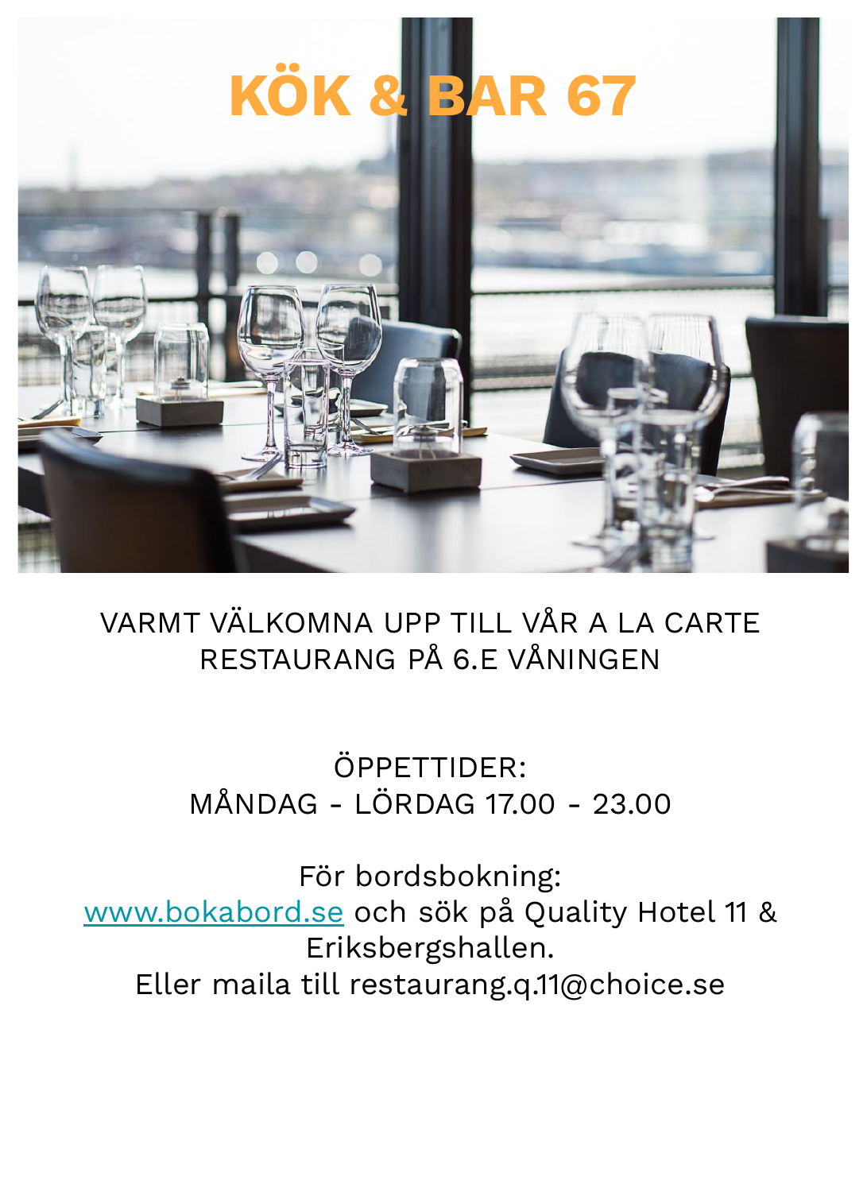# KÖK & BAR 67

VARMT VÄLKOMNA UPP TILL VÅR A LA CARTE RESTAURANG PÅ 6.E VÅNINGEN

ÖPPETTIDER:
MÅNDAG - LÖRDAG 17.00 - 23.00

För bordsbokning:
www.bokabord.se och sök på Quality Hotel 11 & Eriksbergshallen.
Eller maila till restaurang.q.11@choice.se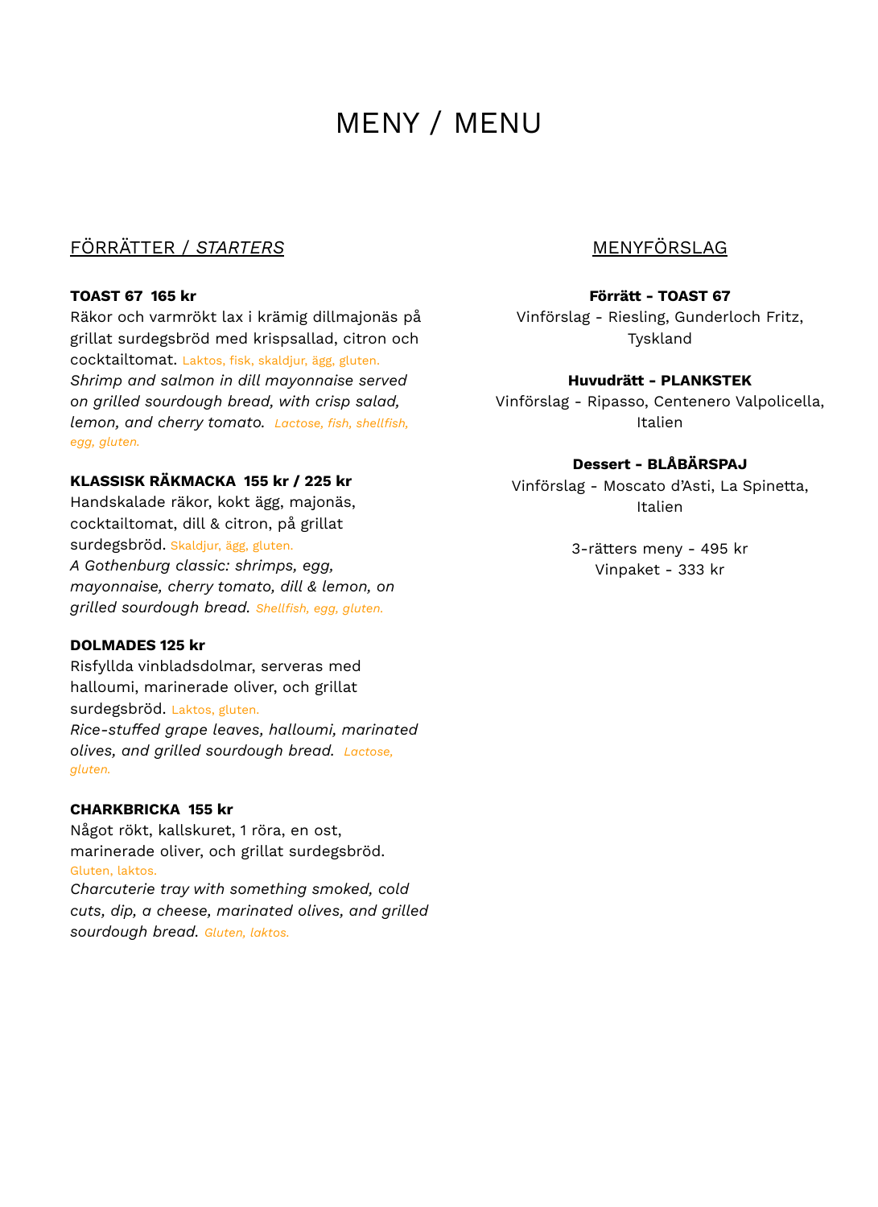# MENY / MENU

## FÖRRÄTTER / *STARTERS*

**TOAST 67  165 kr**
Räkor och varmrökt lax i krämig dillmajonäs på grillat surdegsbröd med krispsallad, citron och cocktailtomat. Laktos, fisk, skaldjur, ägg, gluten.
*Shrimp and salmon in dill mayonnaise served on grilled sourdough bread, with crisp salad, lemon, and cherry tomato.* *Lactose, fish, shellfish, egg, gluten.*

**KLASSISK RÄKMACKA  155 kr / 225 kr**
Handskalade räkor, kokt ägg, majonäs, cocktailtomat, dill & citron, på grillat surdegsbröd. Skaldjur, ägg, gluten.
*A Gothenburg classic: shrimps, egg, mayonnaise, cherry tomato, dill & lemon, on grilled sourdough bread.* *Shellfish, egg, gluten.*

**DOLMADES 125 kr**
Risfyllda vinbladsdolmar, serveras med halloumi, marinerade oliver, och grillat surdegsbröd. Laktos, gluten.
*Rice-stuffed grape leaves, halloumi, marinated olives, and grilled sourdough bread.* *Lactose, gluten.*

**CHARKBRICKA  155 kr**
Något rökt, kallskuret, 1 röra, en ost, marinerade oliver, och grillat surdegsbröd. Gluten, laktos.
*Charcuterie tray with something smoked, cold cuts, dip, a cheese, marinated olives, and grilled sourdough bread.* *Gluten, laktos.*

## MENYFÖRSLAG

**Förrätt - TOAST 67**
Vinförslag - Riesling, Gunderloch Fritz, Tyskland

**Huvudrätt - PLANKSTEK**
Vinförslag - Ripasso, Centenero Valpolicella, Italien

**Dessert - BLÅBÄRSPAJ**
Vinförslag - Moscato d'Asti, La Spinetta, Italien

3-rätters meny - 495 kr
Vinpaket - 333 kr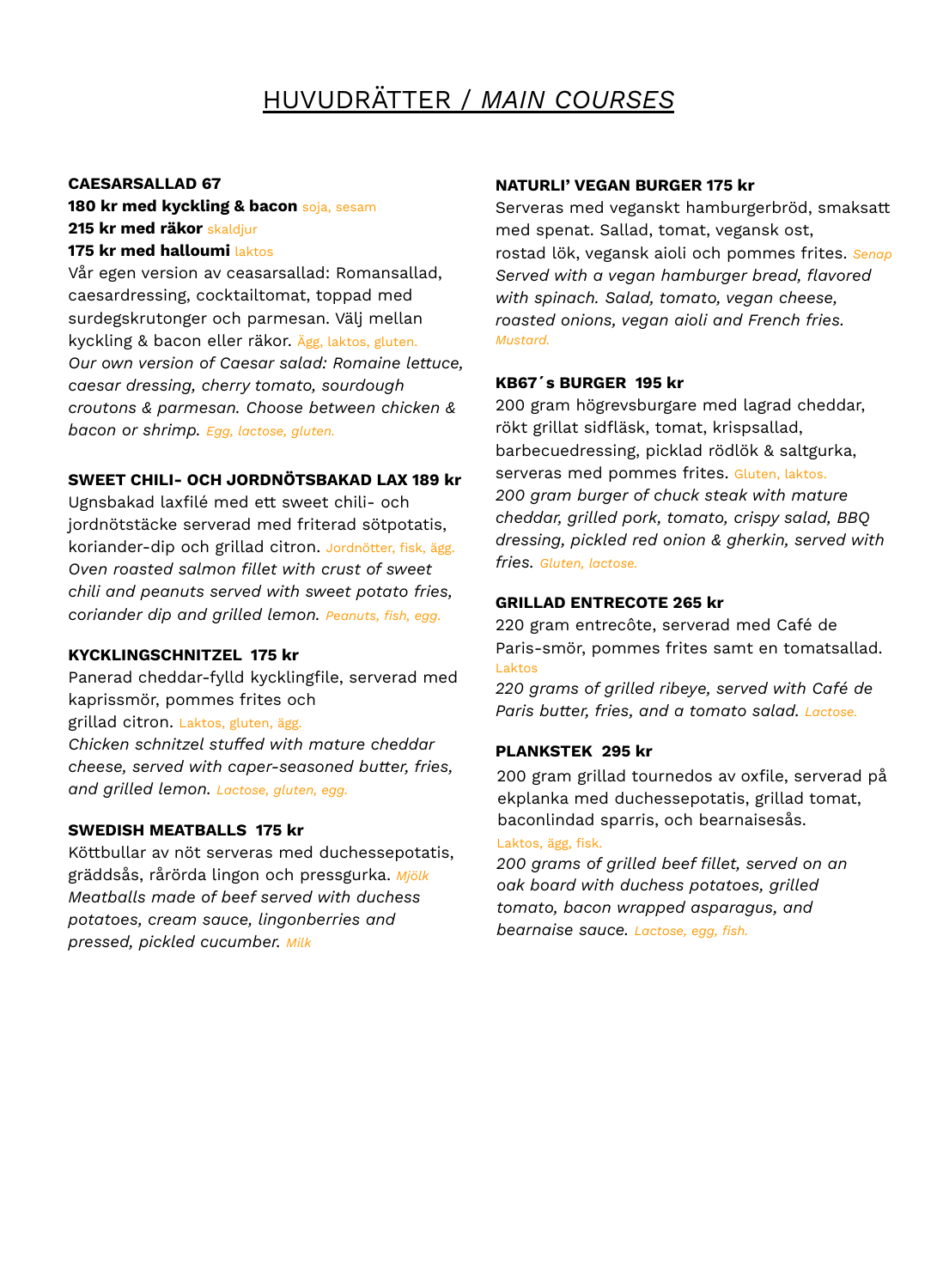# HUVUDRÄTTER / *MAIN COURSES*

**CAESARSALLAD 67**
**180 kr med kyckling & bacon** soja, sesam
**215 kr med räkor** skaldjur
**175 kr med halloumi** laktos

Vår egen version av ceasarsallad: Romansallad, caesardressing, cocktailtomat, toppad med surdegskrutonger och parmesan. Välj mellan kyckling & bacon eller räkor. Ägg, laktos, gluten.
*Our own version of Caesar salad: Romaine lettuce, caesar dressing, cherry tomato, sourdough croutons & parmesan. Choose between chicken & bacon or shrimp. Egg, lactose, gluten.*

**SWEET CHILI- OCH JORDNÖTSBAKAD LAX 189 kr**
Ugnsbakad laxfilé med ett sweet chili- och jordnötstäcke serverad med friterad sötpotatis, koriander-dip och grillad citron. Jordnötter, fisk, ägg.
*Oven roasted salmon fillet with crust of sweet chili and peanuts served with sweet potato fries, coriander dip and grilled lemon. Peanuts, fish, egg.*

**KYCKLINGSCHNITZEL 175 kr**
Panerad cheddar-fylld kycklingfile, serverad med kaprissmör, pommes frites och grillad citron. Laktos, gluten, ägg.
*Chicken schnitzel stuffed with mature cheddar cheese, served with caper-seasoned butter, fries, and grilled lemon. Lactose, gluten, egg.*

**SWEDISH MEATBALLS 175 kr**
Köttbullar av nöt serveras med duchessepotatis, gräddsås, rårörda lingon och pressgurka. *Mjölk*
*Meatballs made of beef served with duchess potatoes, cream sauce, lingonberries and pressed, pickled cucumber. Milk*

**NATURLI' VEGAN BURGER 175 kr**
Serveras med veganskt hamburgerbröd, smaksatt med spenat. Sallad, tomat, vegansk ost, rostad lök, vegansk aioli och pommes frites. *Senap*
*Served with a vegan hamburger bread, flavored with spinach. Salad, tomato, vegan cheese, roasted onions, vegan aioli and French fries. Mustard.*

**KB67´s BURGER 195 kr**
200 gram högrevsburgare med lagrad cheddar, rökt grillat sidfläsk, tomat, krispsallad, barbecuedressing, picklad rödlök & saltgurka, serveras med pommes frites. Gluten, laktos.
*200 gram burger of chuck steak with mature cheddar, grilled pork, tomato, crispy salad, BBQ dressing, pickled red onion & gherkin, served with fries. Gluten, lactose.*

**GRILLAD ENTRECOTE 265 kr**
220 gram entrecôte, serverad med Café de Paris-smör, pommes frites samt en tomatsallad. Laktos
*220 grams of grilled ribeye, served with Café de Paris butter, fries, and a tomato salad. Lactose.*

**PLANKSTEK 295 kr**
200 gram grillad tournedos av oxfile, serverad på ekplanka med duchessepotatis, grillad tomat, baconlindad sparris, och bearnaisesås.
Laktos, ägg, fisk.
*200 grams of grilled beef fillet, served on an oak board with duchess potatoes, grilled tomato, bacon wrapped asparagus, and bearnaise sauce. Lactose, egg, fish.*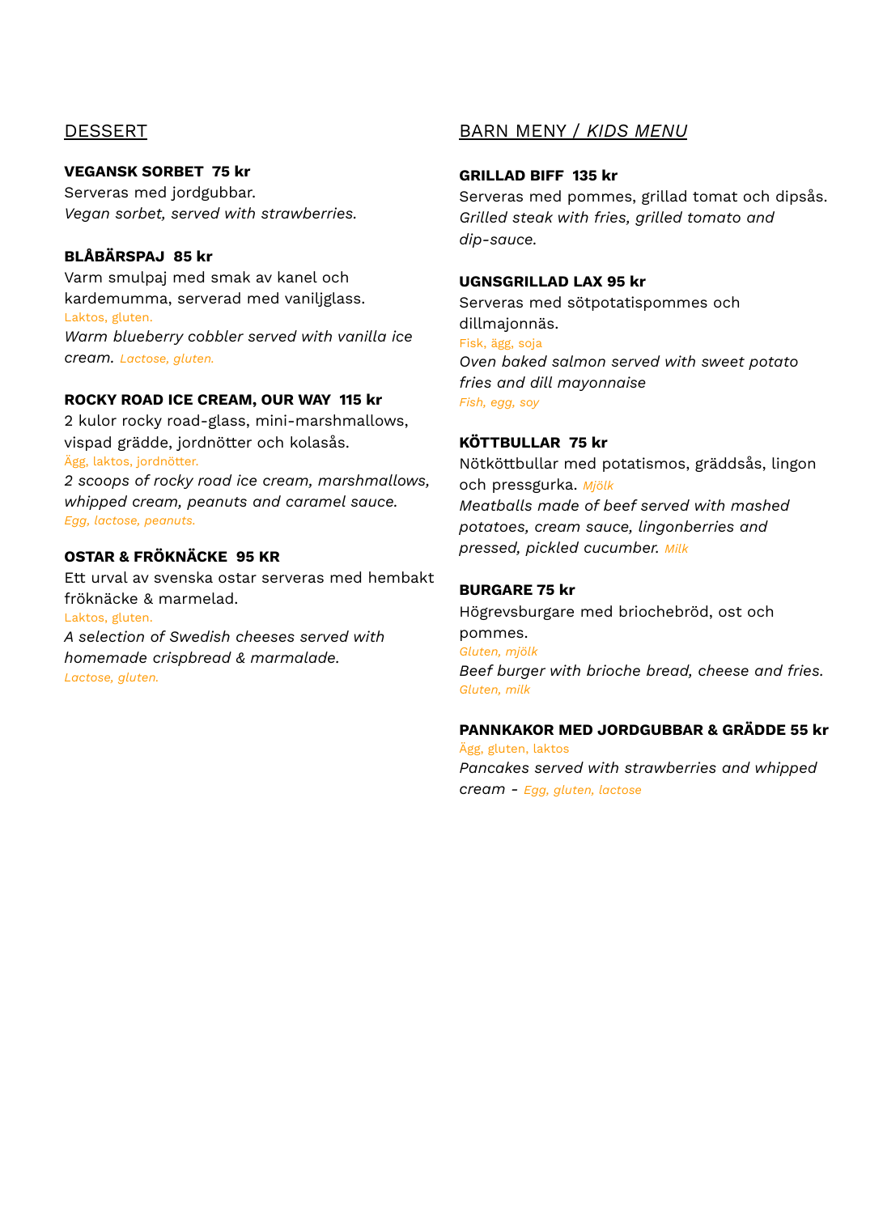## DESSERT

**VEGANSK SORBET  75 kr**
Serveras med jordgubbar.
*Vegan sorbet, served with strawberries.*

**BLÅBÄRSPAJ  85 kr**
Varm smulpaj med smak av kanel och kardemumma, serverad med vaniljglass.
Laktos, gluten.
*Warm blueberry cobbler served with vanilla ice cream.* *Lactose, gluten.*

**ROCKY ROAD ICE CREAM, OUR WAY  115 kr**
2 kulor rocky road-glass, mini-marshmallows, vispad grädde, jordnötter och kolasås.
Ägg, laktos, jordnötter.
*2 scoops of rocky road ice cream, marshmallows, whipped cream, peanuts and caramel sauce.*
*Egg, lactose, peanuts.*

**OSTAR & FRÖKNÄCKE  95 KR**
Ett urval av svenska ostar serveras med hembakt fröknäcke & marmelad.
Laktos, gluten.
*A selection of Swedish cheeses served with homemade crispbread & marmalade.*
*Lactose, gluten.*

## BARN MENY / *KIDS MENU*

**GRILLAD BIFF  135 kr**
Serveras med pommes, grillad tomat och dipsås.
*Grilled steak with fries, grilled tomato and dip-sauce.*

**UGNSGRILLAD LAX 95 kr**
Serveras med sötpotatispommes och dillmajonnäs.
Fisk, ägg, soja
*Oven baked salmon served with sweet potato fries and dill mayonnaise*
*Fish, egg, soy*

**KÖTTBULLAR  75 kr**
Nötköttbullar med potatismos, gräddsås, lingon och pressgurka. *Mjölk*
*Meatballs made of beef served with mashed potatoes, cream sauce, lingonberries and pressed, pickled cucumber.* *Milk*

**BURGARE 75 kr**
Högrevsburgare med briochebröd, ost och pommes.
*Gluten, mjölk*
*Beef burger with brioche bread, cheese and fries.*
*Gluten, milk*

**PANNKAKOR MED JORDGUBBAR & GRÄDDE 55 kr**
Ägg, gluten, laktos
*Pancakes served with strawberries and whipped cream* - *Egg, gluten, lactose*